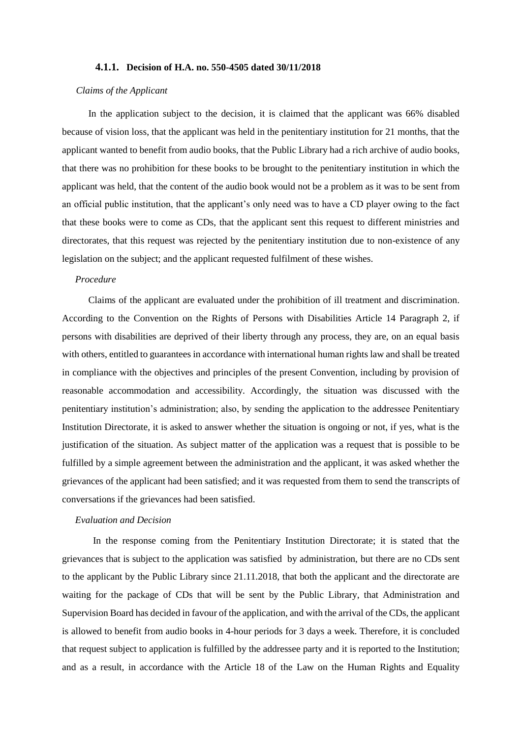#### 4.1.1. Decision of H.A. no. 550-4505 dated 30/11/2018

*Claims of the Applicant*

In the application subject to the decision, it is claimed that the applicant was 66% disabled because of vision loss, that the applicant was held in the penitentiary institution for 21 months, that the applicant wanted to benefit from audio books, that the Public Library had a rich archive of audio books, that there was no prohibition for these books to be brought to the penitentiary institution in which the applicant was held, that the content of the audio book would not be a problem as it was to be sent from an official public institution, that the applicant's only need was to have a CD player owing to the fact that these books were to come as CDs, that the applicant sent this request to different ministries and directorates, that this request was rejected by the penitentiary institution due to non-existence of any legislation on the subject; and the applicant requested fulfilment of these wishes.

*Procedure*

Claims of the applicant are evaluated under the prohibition of ill treatment and discrimination. According to the Convention on the Rights of Persons with Disabilities Article 14 Paragraph 2, if persons with disabilities are deprived of their liberty through any process, they are, on an equal basis with others, entitled to guarantees in accordance with international human rights law and shall be treated in compliance with the objectives and principles of the present Convention, including by provision of reasonable accommodation and accessibility. Accordingly, the situation was discussed with the penitentiary institution's administration; also, by sending the application to the addressee Penitentiary Institution Directorate, it is asked to answer whether the situation is ongoing or not, if yes, what is the justification of the situation. As subject matter of the application was a request that is possible to be fulfilled by a simple agreement between the administration and the applicant, it was asked whether the grievances of the applicant had been satisfied; and it was requested from them to send the transcripts of conversations if the grievances had been satisfied.

*Evaluation and Decision*

In the response coming from the Penitentiary Institution Directorate; it is stated that the grievances that is subject to the application was satisfied by administration, but there are no CDs sent to the applicant by the Public Library since 21.11.2018, that both the applicant and the directorate are waiting for the package of CDs that will be sent by the Public Library, that Administration and Supervision Board has decided in favour of the application, and with the arrival of the CDs, the applicant is allowed to benefit from audio books in 4-hour periods for 3 days a week. Therefore, it is concluded that request subject to application is fulfilled by the addressee party and it is reported to the Institution; and as a result, in accordance with the Article 18 of the Law on the Human Rights and Equality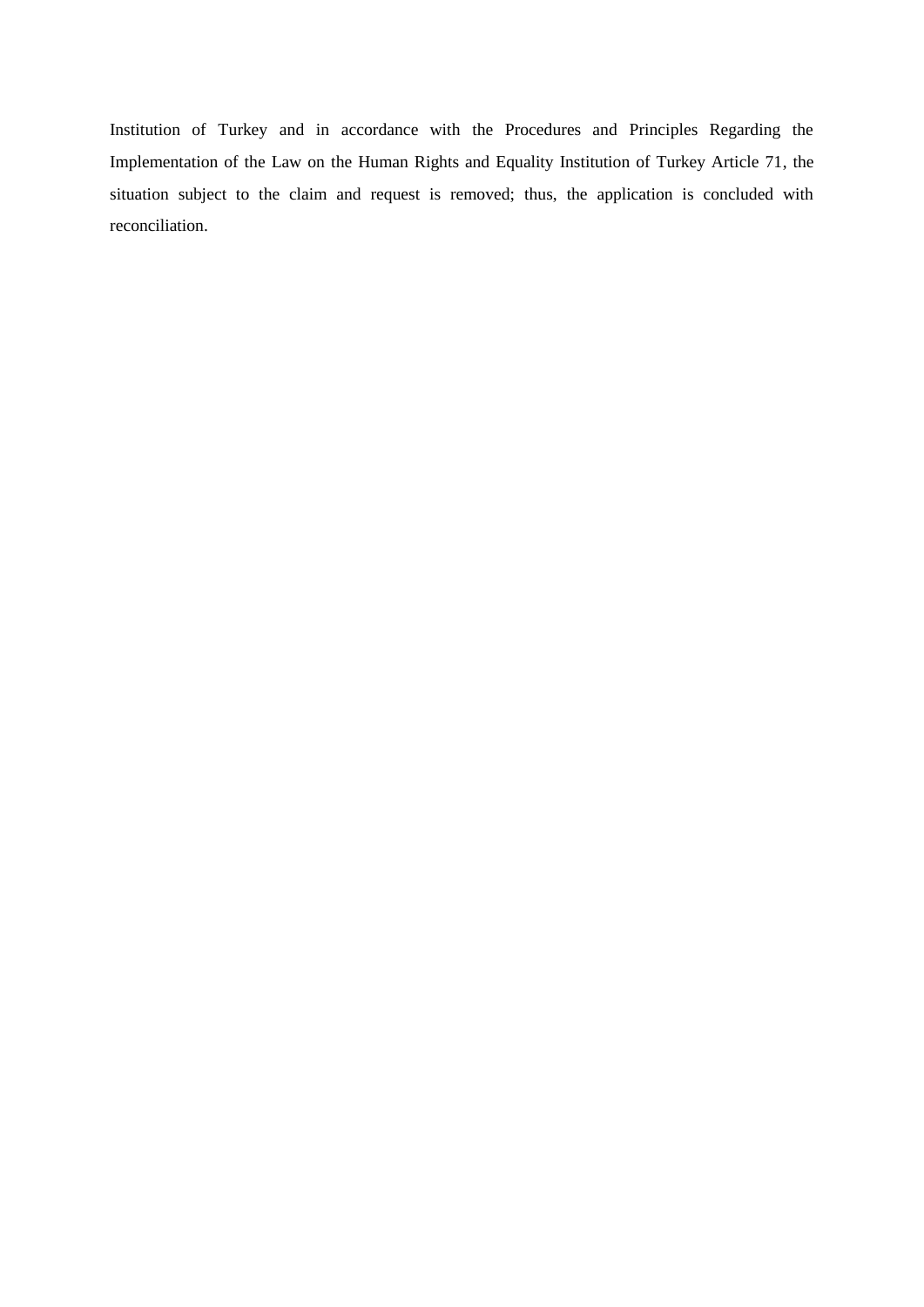Institution of Turkey and in accordance with the Procedures and Principles Regarding the Implementation of the Law on the Human Rights and Equality Institution of Turkey Article 71, the situation subject to the claim and request is removed; thus, the application is concluded with reconciliation.